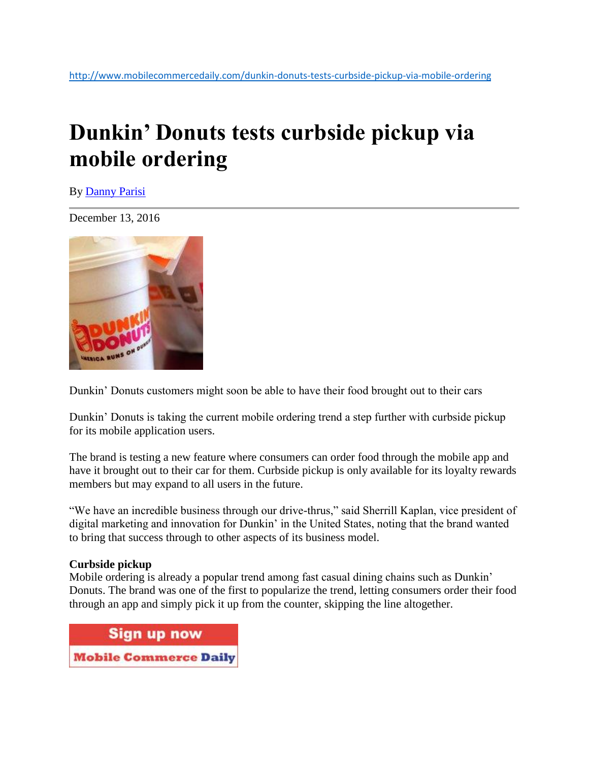http://www.mobilecommercedaily.com/dunkin-donuts-tests-curbside-pickup-via-mobile-ordering

# Dunkin' Donuts tests curbside pickup via mobile ordering

By Danny Parisi

December 13, 2016

Dunkin' Donuts customers might soon be able to have their food brought out to their cars

Dunkin' Donuts is taking the current mobile ordering trend a step further with curbside pickup for its mobile application users.

The brand is testing a new feature where consumers can order food through the mobile app and have it brought out to their car for them. Curbside pickup is only available for its loyalty rewards members but may expand to all users in the future.

"We have an incredible business through our drive-thrus," said Sherrill Kaplan, vice president of digital marketing and innovation for Dunkin' in the United States, noting that the brand wanted to bring that success through to other aspects of its business model.

**Curbside pickup**

Mobile ordering is already a popular trend among fast casual dining chains such as Dunkin' Donuts. The brand was one of the first to popularize the trend, letting consumers order their food through an app and simply pick it up from the counter, skipping the line altogether.

Sign up now
Mobile Commerce Daily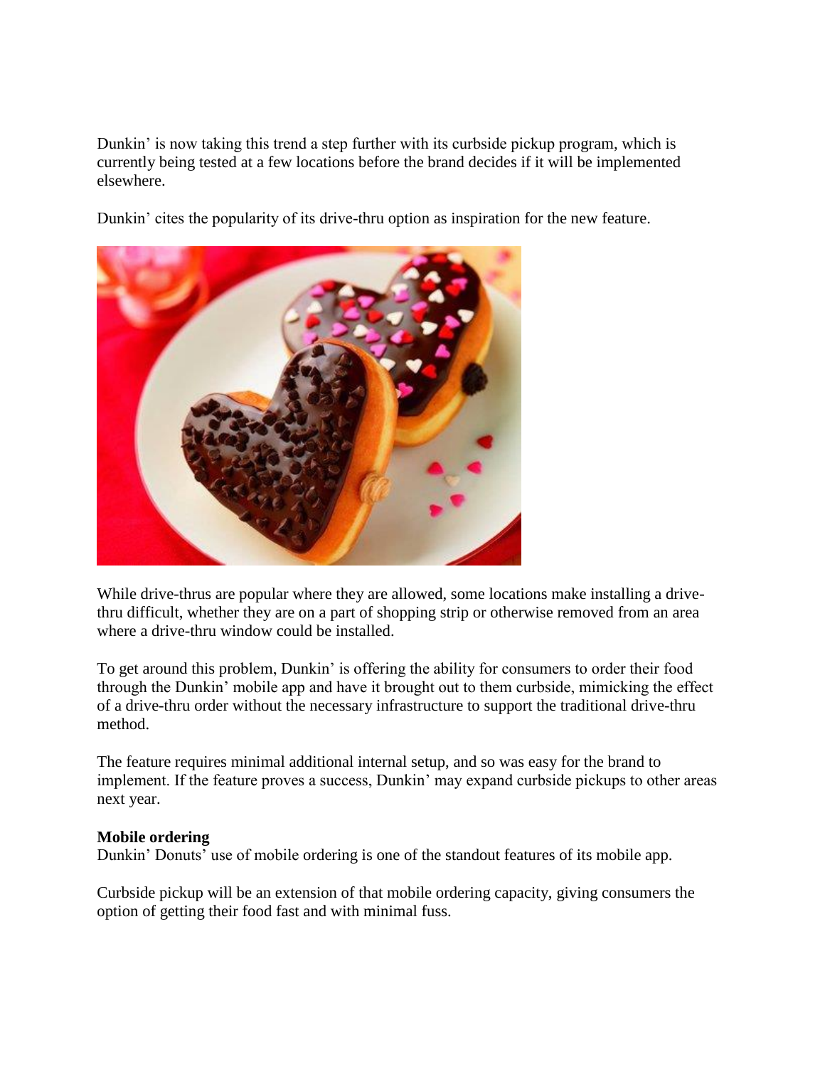Dunkin' is now taking this trend a step further with its curbside pickup program, which is currently being tested at a few locations before the brand decides if it will be implemented elsewhere.

Dunkin' cites the popularity of its drive-thru option as inspiration for the new feature.

While drive-thrus are popular where they are allowed, some locations make installing a drive-thru difficult, whether they are on a part of shopping strip or otherwise removed from an area where a drive-thru window could be installed.

To get around this problem, Dunkin' is offering the ability for consumers to order their food through the Dunkin' mobile app and have it brought out to them curbside, mimicking the effect of a drive-thru order without the necessary infrastructure to support the traditional drive-thru method.

The feature requires minimal additional internal setup, and so was easy for the brand to implement. If the feature proves a success, Dunkin' may expand curbside pickups to other areas next year.

**Mobile ordering**

Dunkin' Donuts' use of mobile ordering is one of the standout features of its mobile app.

Curbside pickup will be an extension of that mobile ordering capacity, giving consumers the option of getting their food fast and with minimal fuss.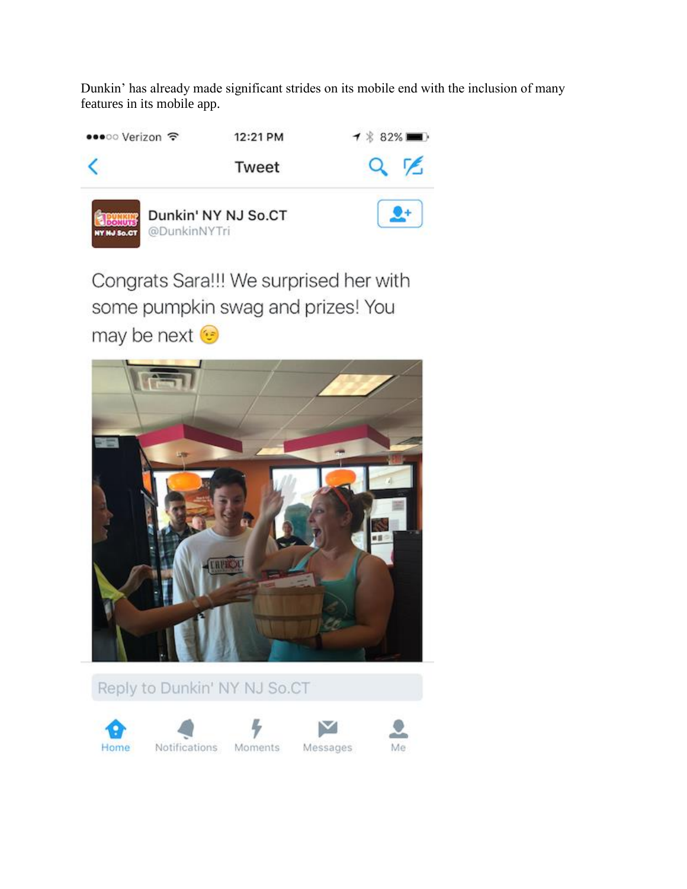Dunkin' has already made significant strides on its mobile end with the inclusion of many features in its mobile app.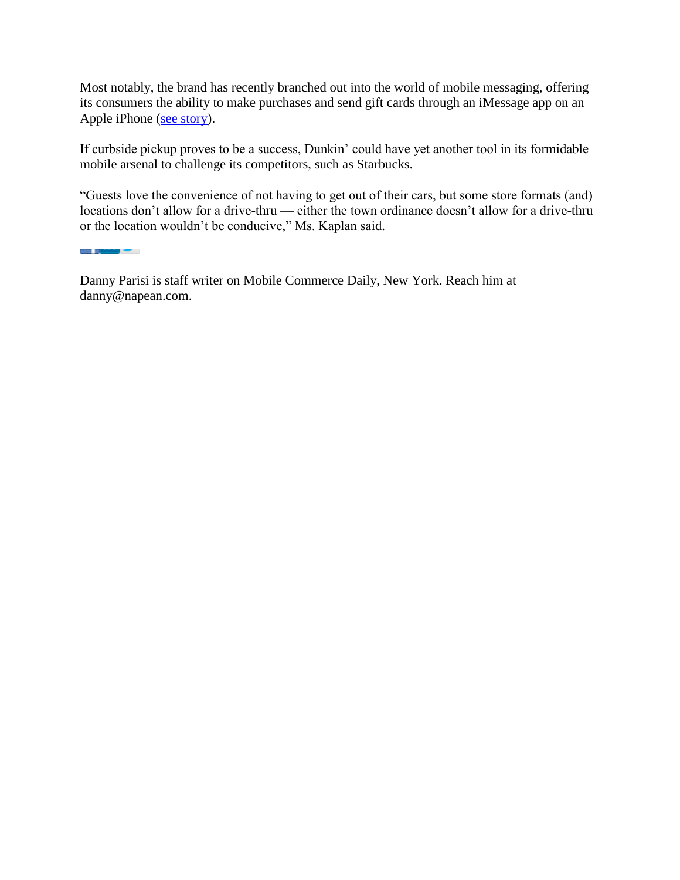Most notably, the brand has recently branched out into the world of mobile messaging, offering its consumers the ability to make purchases and send gift cards through an iMessage app on an Apple iPhone ([see story]()).

If curbside pickup proves to be a success, Dunkin' could have yet another tool in its formidable mobile arsenal to challenge its competitors, such as Starbucks.

"Guests love the convenience of not having to get out of their cars, but some store formats (and) locations don't allow for a drive-thru — either the town ordinance doesn't allow for a drive-thru or the location wouldn't be conducive," Ms. Kaplan said.

Danny Parisi is staff writer on Mobile Commerce Daily, New York. Reach him at danny@napean.com.